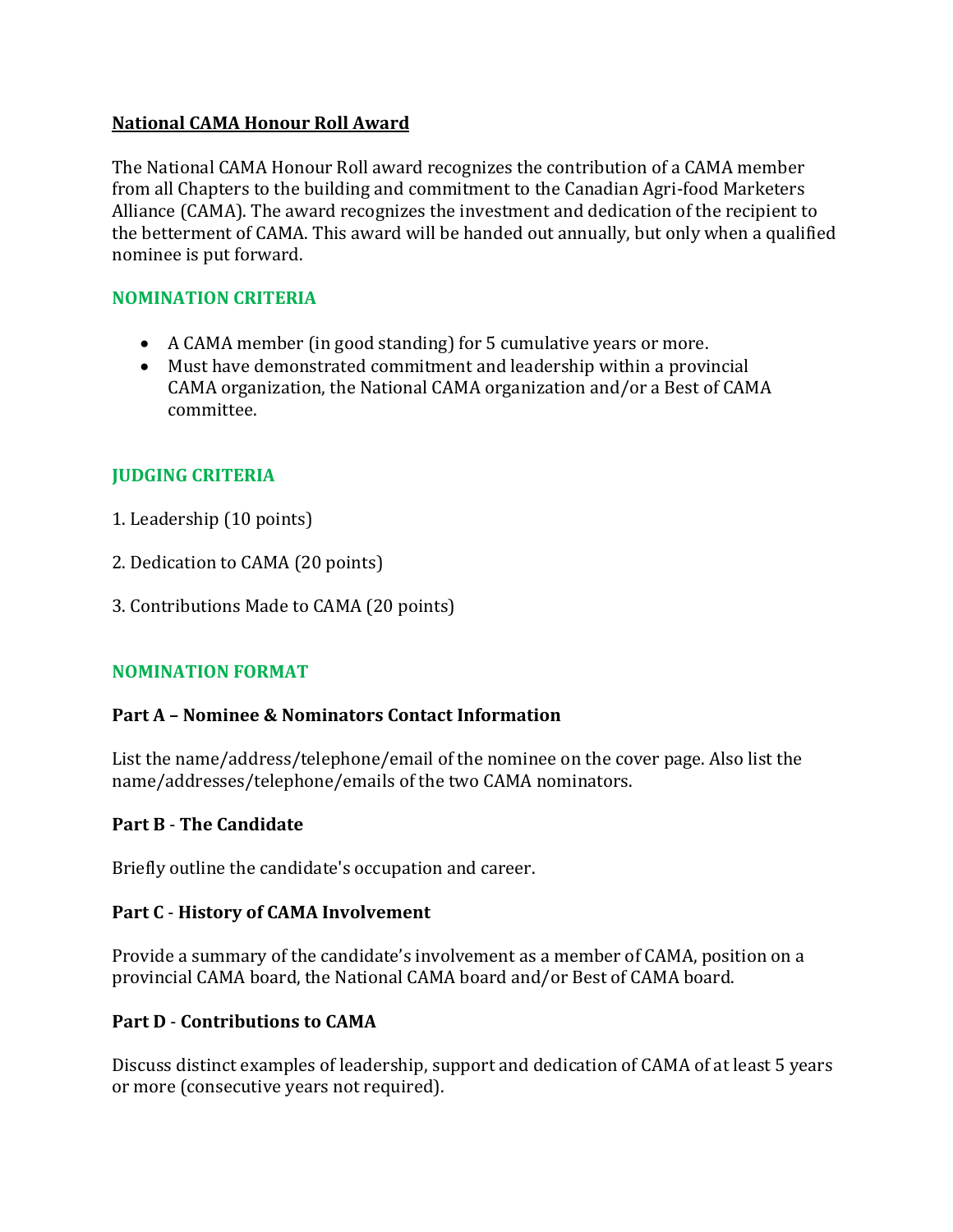# National CAMA Honour Roll Award

The National CAMA Honour Roll award recognizes the contribution of a CAMA member from all Chapters to the building and commitment to the Canadian Agri-food Marketers Alliance (CAMA). The award recognizes the investment and dedication of the recipient to the betterment of CAMA. This award will be handed out annually, but only when a qualified nominee is put forward.

## NOMINATION CRITERIA

- A CAMA member (in good standing) for 5 cumulative years or more.
- Must have demonstrated commitment and leadership within a provincial CAMA organization, the National CAMA organization and/or a Best of CAMA committee.

## JUDGING CRITERIA

1. Leadership (10 points)

2. Dedication to CAMA (20 points)

3. Contributions Made to CAMA (20 points)

## NOMINATION FORMAT

### Part A – Nominee & Nominators Contact Information

List the name/address/telephone/email of the nominee on the cover page. Also list the name/addresses/telephone/emails of the two CAMA nominators.

### Part B - The Candidate

Briefly outline the candidate's occupation and career.

### Part C - History of CAMA Involvement

Provide a summary of the candidate's involvement as a member of CAMA, position on a provincial CAMA board, the National CAMA board and/or Best of CAMA board.

### Part D - Contributions to CAMA

Discuss distinct examples of leadership, support and dedication of CAMA of at least 5 years or more (consecutive years not required).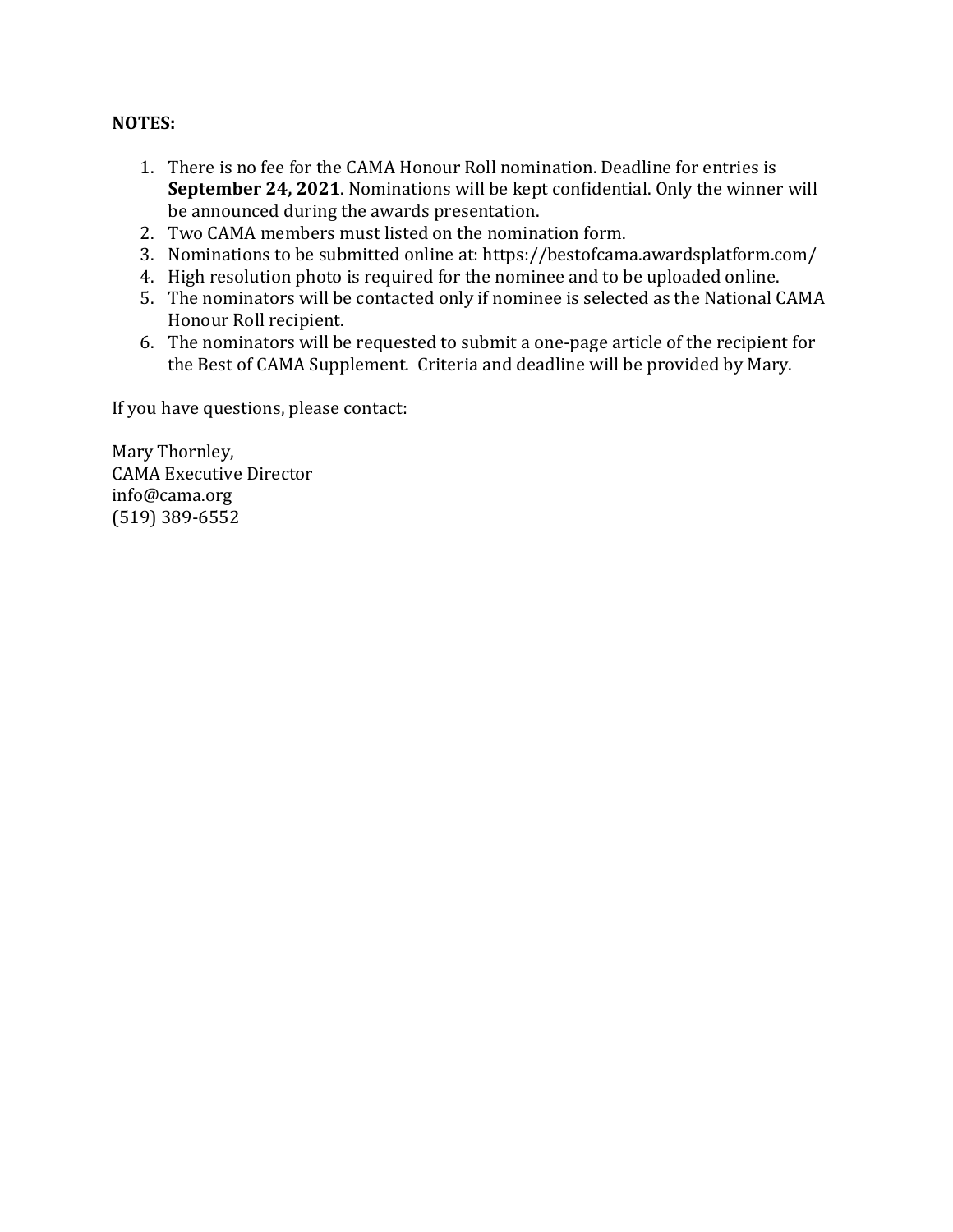**NOTES:**

1. There is no fee for the CAMA Honour Roll nomination. Deadline for entries is **September 24, 2021**. Nominations will be kept confidential. Only the winner will be announced during the awards presentation.
2. Two CAMA members must listed on the nomination form.
3. Nominations to be submitted online at: https://bestofcama.awardsplatform.com/
4. High resolution photo is required for the nominee and to be uploaded online.
5. The nominators will be contacted only if nominee is selected as the National CAMA Honour Roll recipient.
6. The nominators will be requested to submit a one-page article of the recipient for the Best of CAMA Supplement. Criteria and deadline will be provided by Mary.

If you have questions, please contact:

Mary Thornley,
CAMA Executive Director
info@cama.org
(519) 389-6552